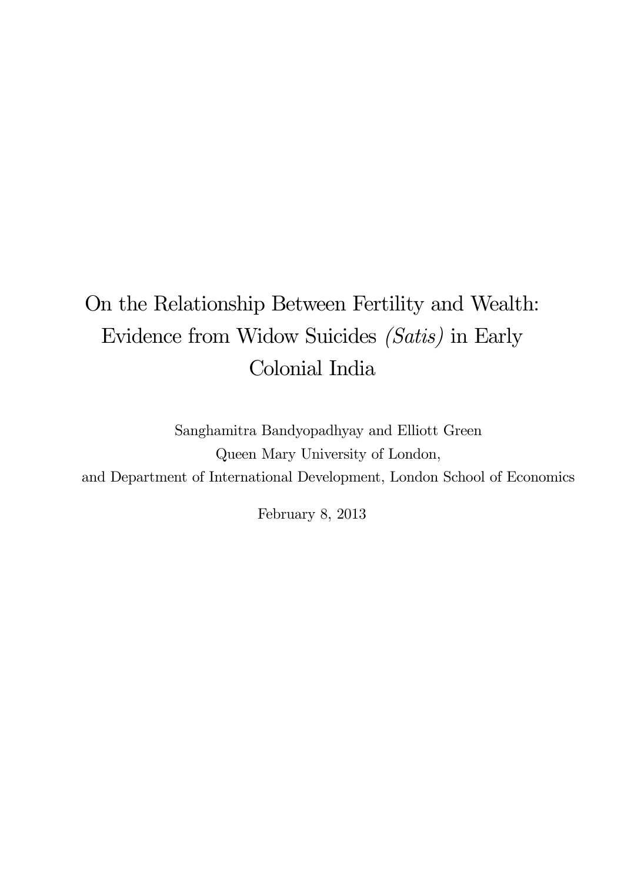# On the Relationship Between Fertility and Wealth: Evidence from Widow Suicides *(Satis)* in Early Colonial India

Sanghamitra Bandyopadhyay and Elliott Green

Queen Mary University of London,

and Department of International Development, London School of Economics

February 8, 2013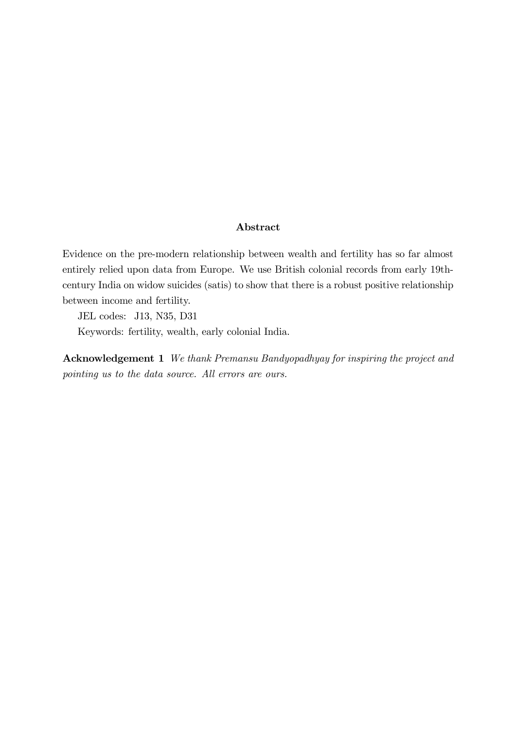## Abstract

Evidence on the pre-modern relationship between wealth and fertility has so far almost entirely relied upon data from Europe. We use British colonial records from early 19th-century India on widow suicides (satis) to show that there is a robust positive relationship between income and fertility.

JEL codes: J13, N35, D31

Keywords: fertility, wealth, early colonial India.

**Acknowledgement 1** *We thank Premansu Bandyopadhyay for inspiring the project and pointing us to the data source. All errors are ours.*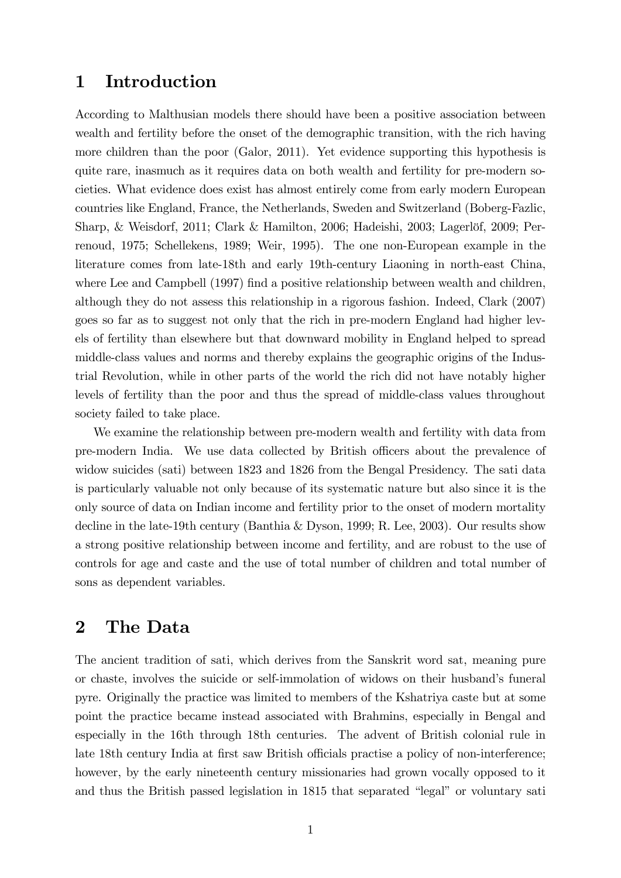# 1 Introduction

According to Malthusian models there should have been a positive association between wealth and fertility before the onset of the demographic transition, with the rich having more children than the poor (Galor, 2011). Yet evidence supporting this hypothesis is quite rare, inasmuch as it requires data on both wealth and fertility for pre-modern societies. What evidence does exist has almost entirely come from early modern European countries like England, France, the Netherlands, Sweden and Switzerland (Boberg-Fazlic, Sharp, & Weisdorf, 2011; Clark & Hamilton, 2006; Hadeishi, 2003; Lagerlöf, 2009; Perrenoud, 1975; Schellekens, 1989; Weir, 1995). The one non-European example in the literature comes from late-18th and early 19th-century Liaoning in north-east China, where Lee and Campbell (1997) find a positive relationship between wealth and children, although they do not assess this relationship in a rigorous fashion. Indeed, Clark (2007) goes so far as to suggest not only that the rich in pre-modern England had higher levels of fertility than elsewhere but that downward mobility in England helped to spread middle-class values and norms and thereby explains the geographic origins of the Industrial Revolution, while in other parts of the world the rich did not have notably higher levels of fertility than the poor and thus the spread of middle-class values throughout society failed to take place.

We examine the relationship between pre-modern wealth and fertility with data from pre-modern India. We use data collected by British officers about the prevalence of widow suicides (sati) between 1823 and 1826 from the Bengal Presidency. The sati data is particularly valuable not only because of its systematic nature but also since it is the only source of data on Indian income and fertility prior to the onset of modern mortality decline in the late-19th century (Banthia & Dyson, 1999; R. Lee, 2003). Our results show a strong positive relationship between income and fertility, and are robust to the use of controls for age and caste and the use of total number of children and total number of sons as dependent variables.

# 2 The Data

The ancient tradition of sati, which derives from the Sanskrit word sat, meaning pure or chaste, involves the suicide or self-immolation of widows on their husband's funeral pyre. Originally the practice was limited to members of the Kshatriya caste but at some point the practice became instead associated with Brahmins, especially in Bengal and especially in the 16th through 18th centuries. The advent of British colonial rule in late 18th century India at first saw British officials practise a policy of non-interference; however, by the early nineteenth century missionaries had grown vocally opposed to it and thus the British passed legislation in 1815 that separated "legal" or voluntary sati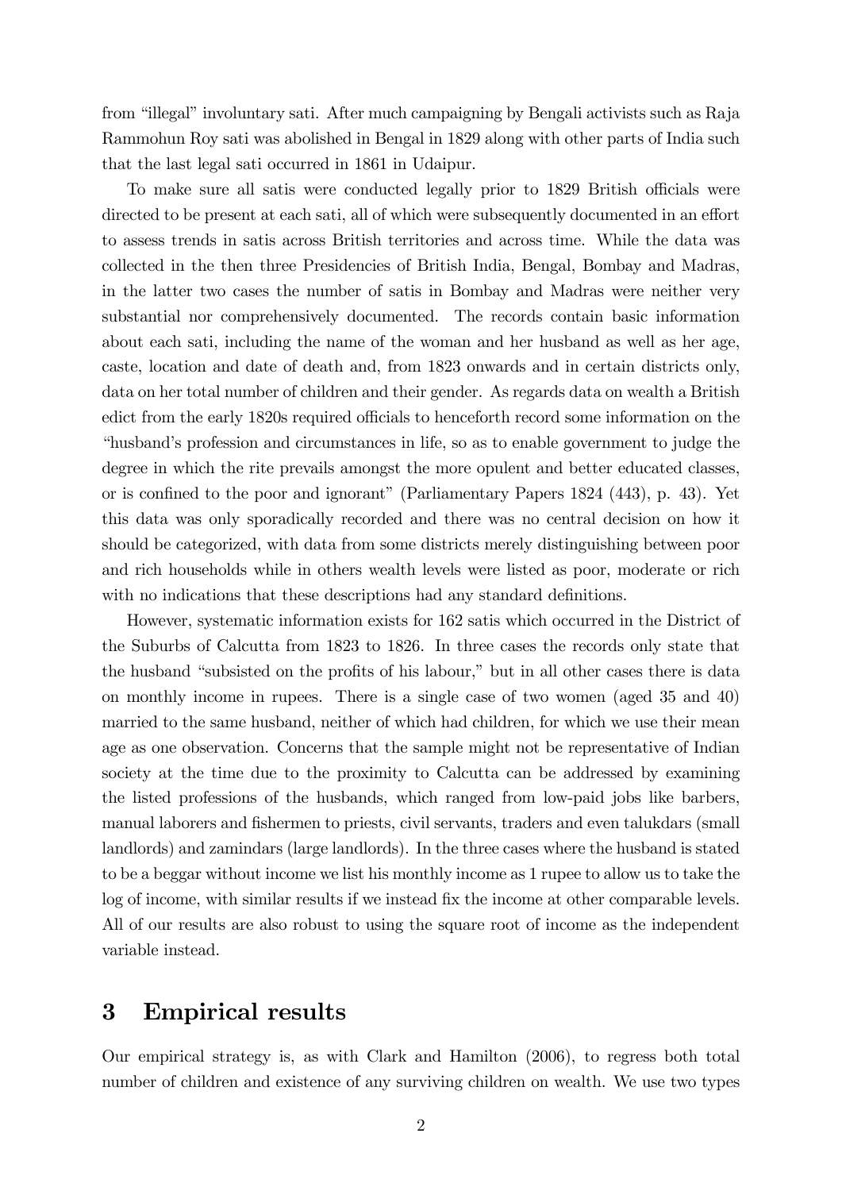from "illegal" involuntary sati. After much campaigning by Bengali activists such as Raja Rammohun Roy sati was abolished in Bengal in 1829 along with other parts of India such that the last legal sati occurred in 1861 in Udaipur.

To make sure all satis were conducted legally prior to 1829 British officials were directed to be present at each sati, all of which were subsequently documented in an effort to assess trends in satis across British territories and across time. While the data was collected in the then three Presidencies of British India, Bengal, Bombay and Madras, in the latter two cases the number of satis in Bombay and Madras were neither very substantial nor comprehensively documented. The records contain basic information about each sati, including the name of the woman and her husband as well as her age, caste, location and date of death and, from 1823 onwards and in certain districts only, data on her total number of children and their gender. As regards data on wealth a British edict from the early 1820s required officials to henceforth record some information on the "husband's profession and circumstances in life, so as to enable government to judge the degree in which the rite prevails amongst the more opulent and better educated classes, or is confined to the poor and ignorant" (Parliamentary Papers 1824 (443), p. 43). Yet this data was only sporadically recorded and there was no central decision on how it should be categorized, with data from some districts merely distinguishing between poor and rich households while in others wealth levels were listed as poor, moderate or rich with no indications that these descriptions had any standard definitions.

However, systematic information exists for 162 satis which occurred in the District of the Suburbs of Calcutta from 1823 to 1826. In three cases the records only state that the husband "subsisted on the profits of his labour," but in all other cases there is data on monthly income in rupees. There is a single case of two women (aged 35 and 40) married to the same husband, neither of which had children, for which we use their mean age as one observation. Concerns that the sample might not be representative of Indian society at the time due to the proximity to Calcutta can be addressed by examining the listed professions of the husbands, which ranged from low-paid jobs like barbers, manual laborers and fishermen to priests, civil servants, traders and even talukdars (small landlords) and zamindars (large landlords). In the three cases where the husband is stated to be a beggar without income we list his monthly income as 1 rupee to allow us to take the log of income, with similar results if we instead fix the income at other comparable levels. All of our results are also robust to using the square root of income as the independent variable instead.

## 3 Empirical results

Our empirical strategy is, as with Clark and Hamilton (2006), to regress both total number of children and existence of any surviving children on wealth. We use two types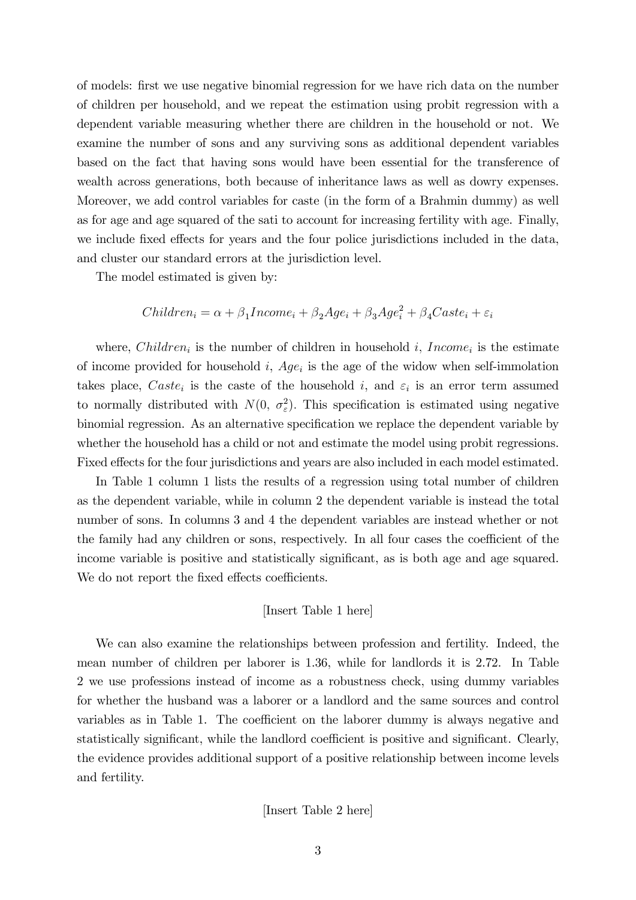of models: first we use negative binomial regression for we have rich data on the number of children per household, and we repeat the estimation using probit regression with a dependent variable measuring whether there are children in the household or not. We examine the number of sons and any surviving sons as additional dependent variables based on the fact that having sons would have been essential for the transference of wealth across generations, both because of inheritance laws as well as dowry expenses. Moreover, we add control variables for caste (in the form of a Brahmin dummy) as well as for age and age squared of the sati to account for increasing fertility with age. Finally, we include fixed effects for years and the four police jurisdictions included in the data, and cluster our standard errors at the jurisdiction level.

The model estimated is given by:

$$Children_i = \alpha + \beta_1 Income_i + \beta_2 Age_i + \beta_3 Age_i^2 + \beta_4 Caste_i + \varepsilon_i$$

where, $Children_i$ is the number of children in household $i$, $Income_i$ is the estimate of income provided for household $i$, $Age_i$ is the age of the widow when self-immolation takes place, $Caste_i$ is the caste of the household $i$, and $\varepsilon_i$ is an error term assumed to normally distributed with $N(0,\ \sigma_\varepsilon^2)$. This specification is estimated using negative binomial regression. As an alternative specification we replace the dependent variable by whether the household has a child or not and estimate the model using probit regressions. Fixed effects for the four jurisdictions and years are also included in each model estimated.

In Table 1 column 1 lists the results of a regression using total number of children as the dependent variable, while in column 2 the dependent variable is instead the total number of sons. In columns 3 and 4 the dependent variables are instead whether or not the family had any children or sons, respectively. In all four cases the coefficient of the income variable is positive and statistically significant, as is both age and age squared. We do not report the fixed effects coefficients.

[Insert Table 1 here]

We can also examine the relationships between profession and fertility. Indeed, the mean number of children per laborer is 1.36, while for landlords it is 2.72. In Table 2 we use professions instead of income as a robustness check, using dummy variables for whether the husband was a laborer or a landlord and the same sources and control variables as in Table 1. The coefficient on the laborer dummy is always negative and statistically significant, while the landlord coefficient is positive and significant. Clearly, the evidence provides additional support of a positive relationship between income levels and fertility.

[Insert Table 2 here]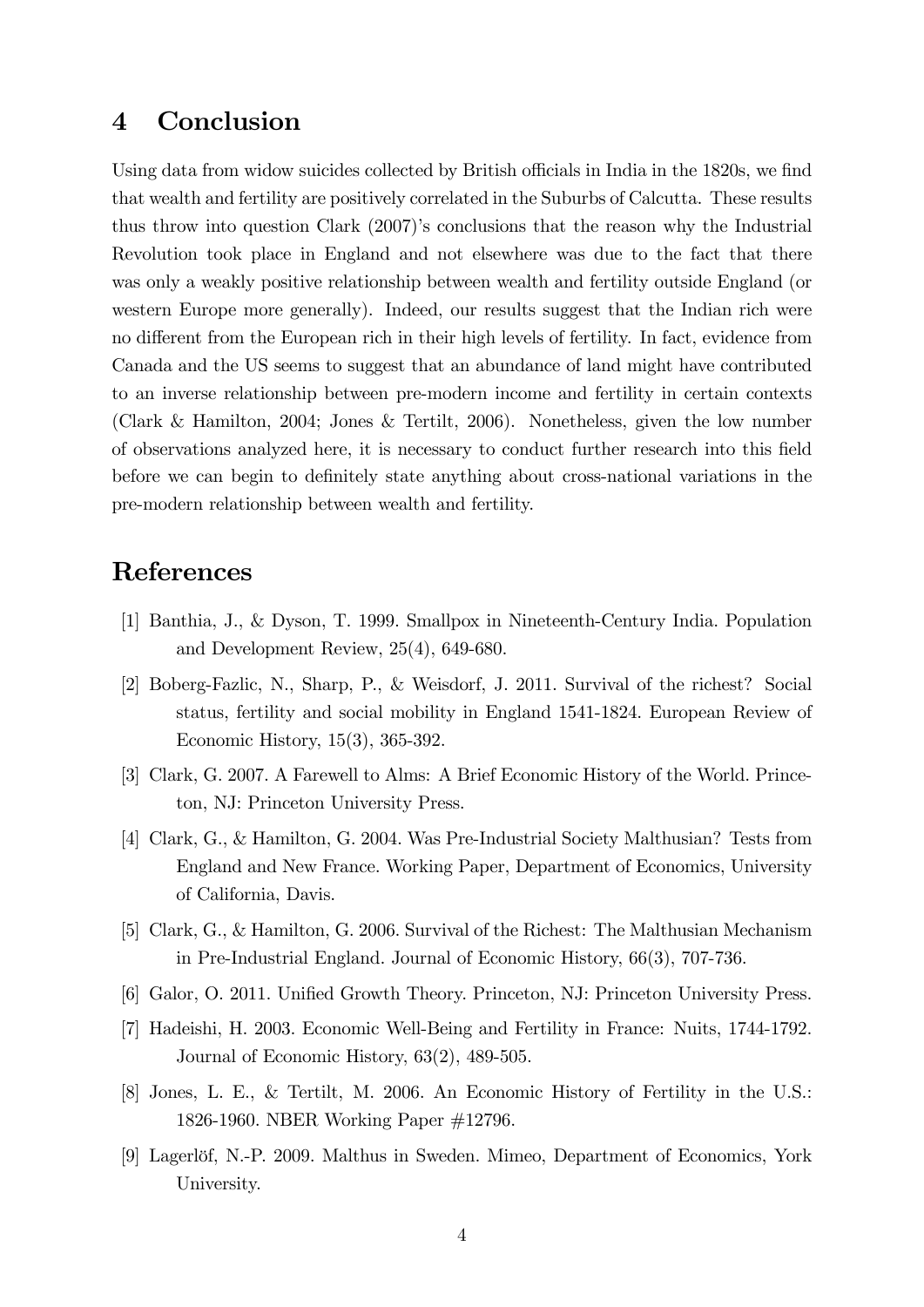# 4 Conclusion

Using data from widow suicides collected by British officials in India in the 1820s, we find that wealth and fertility are positively correlated in the Suburbs of Calcutta. These results thus throw into question Clark (2007)'s conclusions that the reason why the Industrial Revolution took place in England and not elsewhere was due to the fact that there was only a weakly positive relationship between wealth and fertility outside England (or western Europe more generally). Indeed, our results suggest that the Indian rich were no different from the European rich in their high levels of fertility. In fact, evidence from Canada and the US seems to suggest that an abundance of land might have contributed to an inverse relationship between pre-modern income and fertility in certain contexts (Clark & Hamilton, 2004; Jones & Tertilt, 2006). Nonetheless, given the low number of observations analyzed here, it is necessary to conduct further research into this field before we can begin to definitely state anything about cross-national variations in the pre-modern relationship between wealth and fertility.

# References

[1] Banthia, J., & Dyson, T. 1999. Smallpox in Nineteenth-Century India. Population and Development Review, 25(4), 649-680.

[2] Boberg-Fazlic, N., Sharp, P., & Weisdorf, J. 2011. Survival of the richest? Social status, fertility and social mobility in England 1541-1824. European Review of Economic History, 15(3), 365-392.

[3] Clark, G. 2007. A Farewell to Alms: A Brief Economic History of the World. Princeton, NJ: Princeton University Press.

[4] Clark, G., & Hamilton, G. 2004. Was Pre-Industrial Society Malthusian? Tests from England and New France. Working Paper, Department of Economics, University of California, Davis.

[5] Clark, G., & Hamilton, G. 2006. Survival of the Richest: The Malthusian Mechanism in Pre-Industrial England. Journal of Economic History, 66(3), 707-736.

[6] Galor, O. 2011. Unified Growth Theory. Princeton, NJ: Princeton University Press.

[7] Hadeishi, H. 2003. Economic Well-Being and Fertility in France: Nuits, 1744-1792. Journal of Economic History, 63(2), 489-505.

[8] Jones, L. E., & Tertilt, M. 2006. An Economic History of Fertility in the U.S.: 1826-1960. NBER Working Paper #12796.

[9] Lagerlöf, N.-P. 2009. Malthus in Sweden. Mimeo, Department of Economics, York University.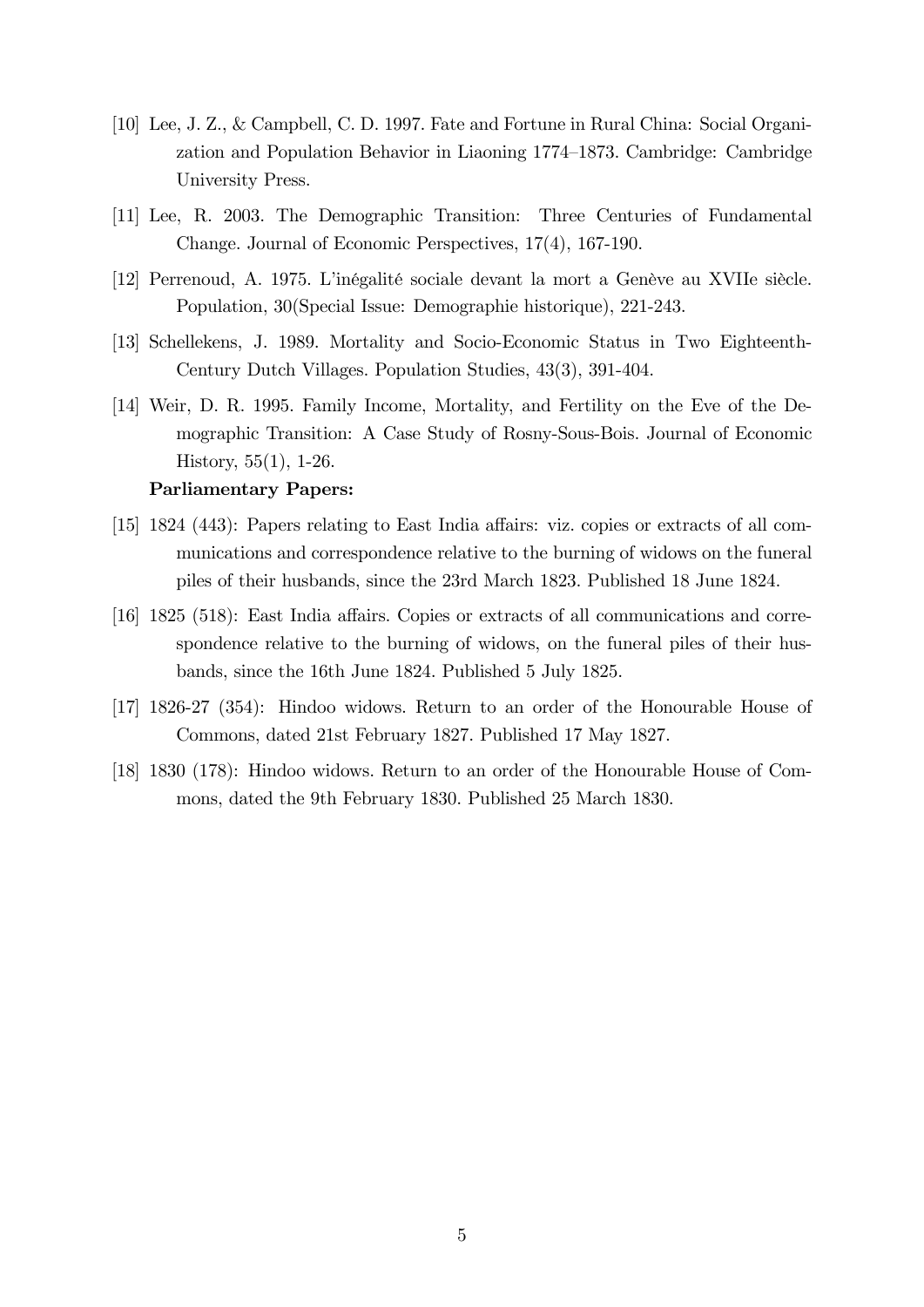[10] Lee, J. Z., & Campbell, C. D. 1997. Fate and Fortune in Rural China: Social Organization and Population Behavior in Liaoning 1774–1873. Cambridge: Cambridge University Press.

[11] Lee, R. 2003. The Demographic Transition: Three Centuries of Fundamental Change. Journal of Economic Perspectives, 17(4), 167-190.

[12] Perrenoud, A. 1975. L'inégalité sociale devant la mort a Genève au XVIIe siècle. Population, 30(Special Issue: Demographie historique), 221-243.

[13] Schellekens, J. 1989. Mortality and Socio-Economic Status in Two Eighteenth-Century Dutch Villages. Population Studies, 43(3), 391-404.

[14] Weir, D. R. 1995. Family Income, Mortality, and Fertility on the Eve of the Demographic Transition: A Case Study of Rosny-Sous-Bois. Journal of Economic History, 55(1), 1-26.

**Parliamentary Papers:**

[15] 1824 (443): Papers relating to East India affairs: viz. copies or extracts of all communications and correspondence relative to the burning of widows on the funeral piles of their husbands, since the 23rd March 1823. Published 18 June 1824.

[16] 1825 (518): East India affairs. Copies or extracts of all communications and correspondence relative to the burning of widows, on the funeral piles of their husbands, since the 16th June 1824. Published 5 July 1825.

[17] 1826-27 (354): Hindoo widows. Return to an order of the Honourable House of Commons, dated 21st February 1827. Published 17 May 1827.

[18] 1830 (178): Hindoo widows. Return to an order of the Honourable House of Commons, dated the 9th February 1830. Published 25 March 1830.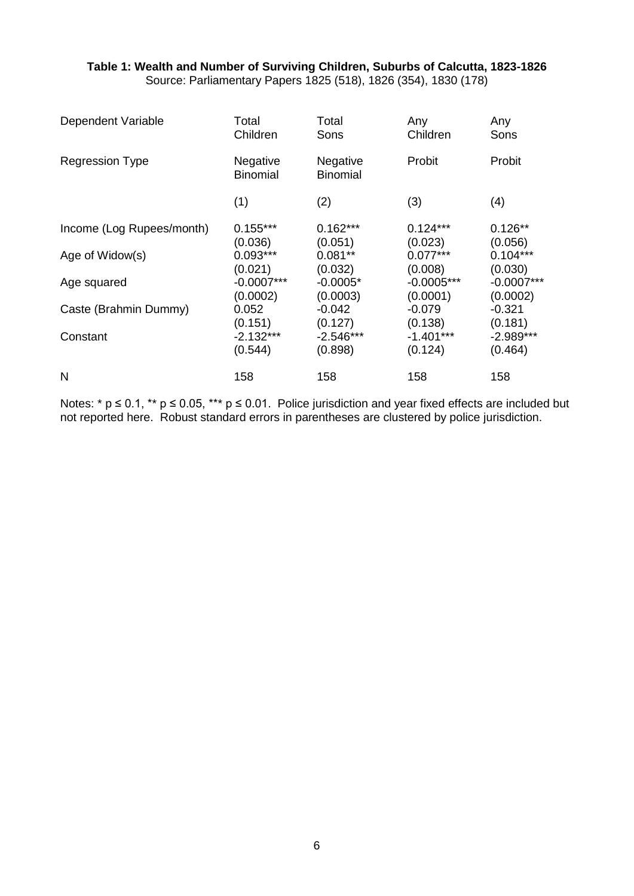**Table 1: Wealth and Number of Surviving Children, Suburbs of Calcutta, 1823-1826**

Source: Parliamentary Papers 1825 (518), 1826 (354), 1830 (178)

| Dependent Variable | Total Children | Total Sons | Any Children | Any Sons |
|---|---|---|---|---|
| Regression Type | Negative Binomial | Negative Binomial | Probit | Probit |
| | (1) | (2) | (3) | (4) |
| Income (Log Rupees/month) | 0.155*** | 0.162*** | 0.124*** | 0.126** |
| | (0.036) | (0.051) | (0.023) | (0.056) |
| Age of Widow(s) | 0.093*** | 0.081** | 0.077*** | 0.104*** |
| | (0.021) | (0.032) | (0.008) | (0.030) |
| Age squared | -0.0007*** | -0.0005* | -0.0005*** | -0.0007*** |
| | (0.0002) | (0.0003) | (0.0001) | (0.0002) |
| Caste (Brahmin Dummy) | 0.052 | -0.042 | -0.079 | -0.321 |
| | (0.151) | (0.127) | (0.138) | (0.181) |
| Constant | -2.132*** | -2.546*** | -1.401*** | -2.989*** |
| | (0.544) | (0.898) | (0.124) | (0.464) |
| N | 158 | 158 | 158 | 158 |

Notes: * $p \leq 0.1$, ** $p \leq 0.05$, *** $p \leq 0.01$. Police jurisdiction and year fixed effects are included but not reported here. Robust standard errors in parentheses are clustered by police jurisdiction.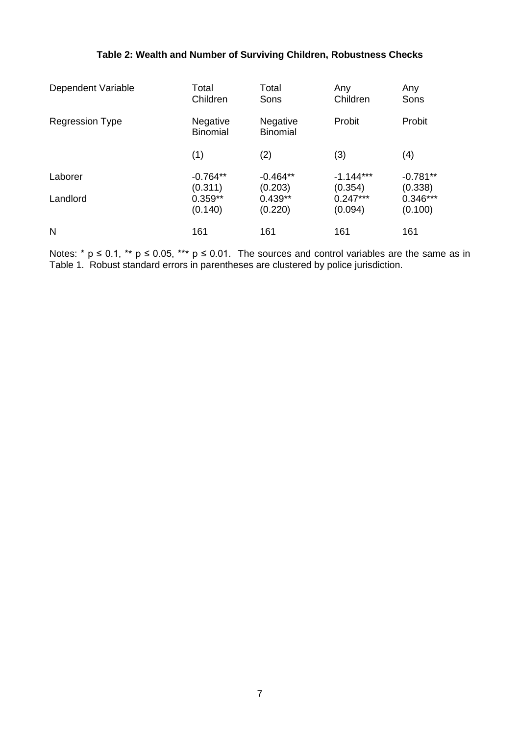**Table 2: Wealth and Number of Surviving Children, Robustness Checks**

| Dependent Variable | Total Children | Total Sons | Any Children | Any Sons |
|---|---|---|---|---|
| Regression Type | Negative Binomial | Negative Binomial | Probit | Probit |
| | (1) | (2) | (3) | (4) |
| Laborer | -0.764** | -0.464** | -1.144*** | -0.781** |
| | (0.311) | (0.203) | (0.354) | (0.338) |
| Landlord | 0.359** | 0.439** | 0.247*** | 0.346*** |
| | (0.140) | (0.220) | (0.094) | (0.100) |
| N | 161 | 161 | 161 | 161 |

Notes: * p ≤ 0.1, ** p ≤ 0.05, *** p ≤ 0.01. The sources and control variables are the same as in Table 1. Robust standard errors in parentheses are clustered by police jurisdiction.